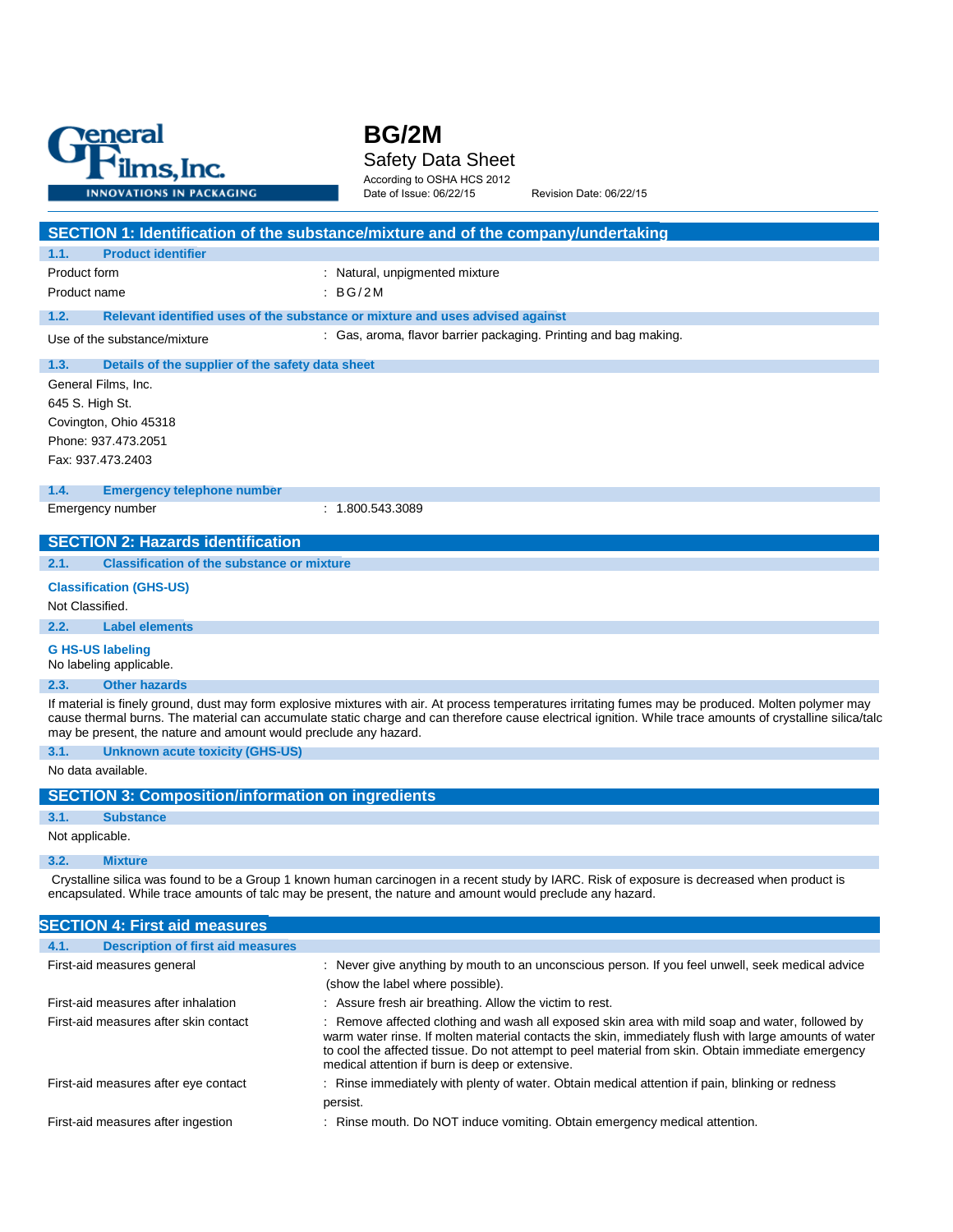General Films, Inc.
INNOVATIONS IN PACKAGING

# BG/2M

Safety Data Sheet

According to OSHA HCS 2012

Date of Issue: 06/22/15 Revision Date: 06/22/15

## SECTION 1: Identification of the substance/mixture and of the company/undertaking

### 1.1. Product identifier

Product form : Natural, unpigmented mixture

Product name : BG/2M

### 1.2. Relevant identified uses of the substance or mixture and uses advised against

Use of the substance/mixture : Gas, aroma, flavor barrier packaging. Printing and bag making.

### 1.3. Details of the supplier of the safety data sheet

General Films, Inc.
645 S. High St.
Covington, Ohio 45318
Phone: 937.473.2051
Fax: 937.473.2403

### 1.4. Emergency telephone number

Emergency number : 1.800.543.3089

## SECTION 2: Hazards identification

### 2.1. Classification of the substance or mixture

**Classification (GHS-US)**

Not Classified.

### 2.2. Label elements

**G HS-US labeling**

No labeling applicable.

### 2.3. Other hazards

If material is finely ground, dust may form explosive mixtures with air. At process temperatures irritating fumes may be produced. Molten polymer may cause thermal burns. The material can accumulate static charge and can therefore cause electrical ignition. While trace amounts of crystalline silica/talc may be present, the nature and amount would preclude any hazard.

### 3.1. Unknown acute toxicity (GHS-US)

No data available.

## SECTION 3: Composition/information on ingredients

### 3.1. Substance

Not applicable.

### 3.2. Mixture

Crystalline silica was found to be a Group 1 known human carcinogen in a recent study by IARC. Risk of exposure is decreased when product is encapsulated. While trace amounts of talc may be present, the nature and amount would preclude any hazard.

## SECTION 4: First aid measures

### 4.1. Description of first aid measures

First-aid measures general : Never give anything by mouth to an unconscious person. If you feel unwell, seek medical advice (show the label where possible).

First-aid measures after inhalation : Assure fresh air breathing. Allow the victim to rest.

First-aid measures after skin contact : Remove affected clothing and wash all exposed skin area with mild soap and water, followed by warm water rinse. If molten material contacts the skin, immediately flush with large amounts of water to cool the affected tissue. Do not attempt to peel material from skin. Obtain immediate emergency medical attention if burn is deep or extensive.

First-aid measures after eye contact : Rinse immediately with plenty of water. Obtain medical attention if pain, blinking or redness persist.

First-aid measures after ingestion : Rinse mouth. Do NOT induce vomiting. Obtain emergency medical attention.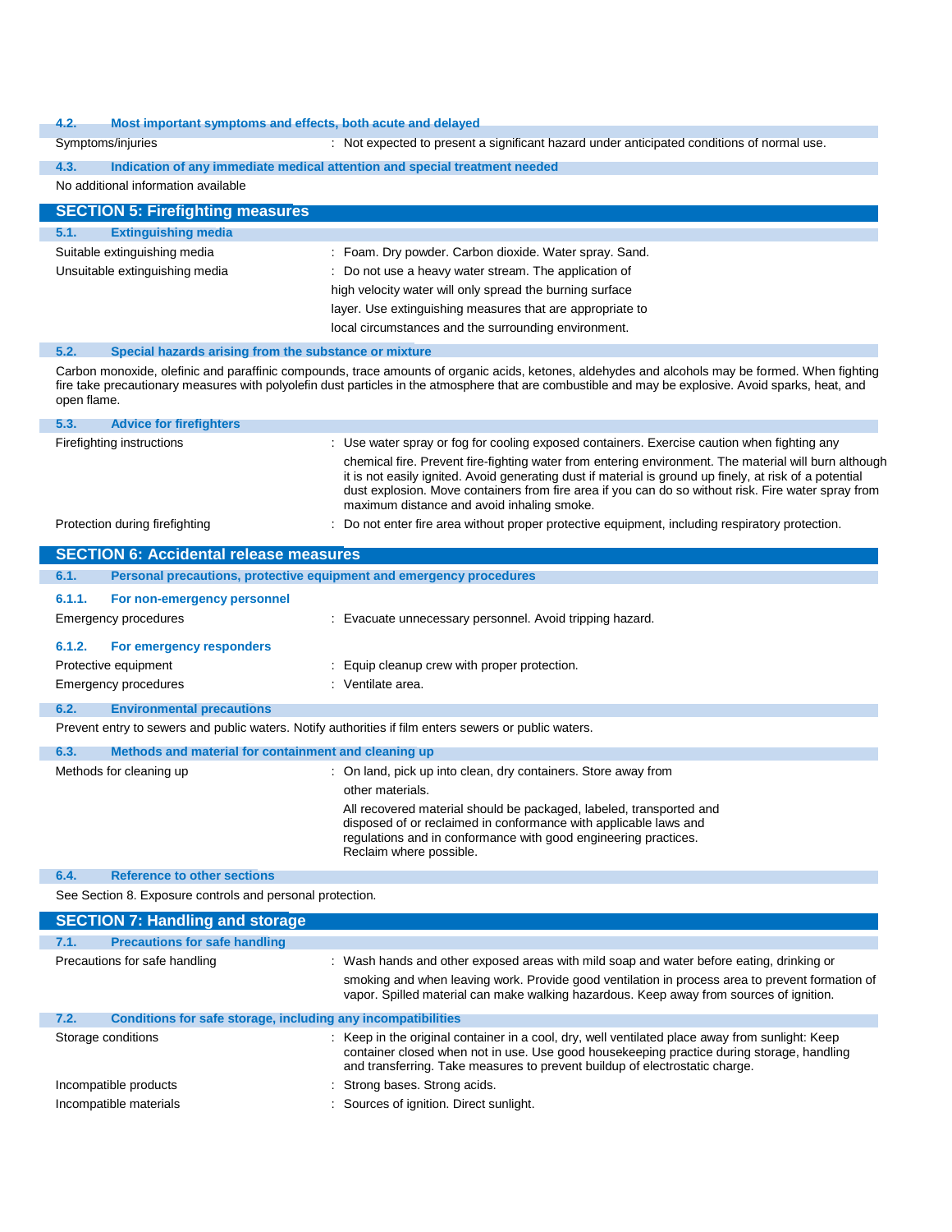### 4.2. Most important symptoms and effects, both acute and delayed

| | |
|---|---|
| Symptoms/injuries | : Not expected to present a significant hazard under anticipated conditions of normal use. |

### 4.3. Indication of any immediate medical attention and special treatment needed

No additional information available

## SECTION 5: Firefighting measures

### 5.1. Extinguishing media

| | |
|---|---|
| Suitable extinguishing media | : Foam. Dry powder. Carbon dioxide. Water spray. Sand. |
| Unsuitable extinguishing media | : Do not use a heavy water stream. The application of high velocity water will only spread the burning surface layer. Use extinguishing measures that are appropriate to local circumstances and the surrounding environment. |

### 5.2. Special hazards arising from the substance or mixture

Carbon monoxide, olefinic and paraffinic compounds, trace amounts of organic acids, ketones, aldehydes and alcohols may be formed. When fighting fire take precautionary measures with polyolefin dust particles in the atmosphere that are combustible and may be explosive. Avoid sparks, heat, and open flame.

### 5.3. Advice for firefighters

| | |
|---|---|
| Firefighting instructions | : Use water spray or fog for cooling exposed containers. Exercise caution when fighting any chemical fire. Prevent fire-fighting water from entering environment. The material will burn although it is not easily ignited. Avoid generating dust if material is ground up finely, at risk of a potential dust explosion. Move containers from fire area if you can do so without risk. Fire water spray from maximum distance and avoid inhaling smoke. |
| Protection during firefighting | : Do not enter fire area without proper protective equipment, including respiratory protection. |

## SECTION 6: Accidental release measures

### 6.1. Personal precautions, protective equipment and emergency procedures

#### 6.1.1. For non-emergency personnel

| | |
|---|---|
| Emergency procedures | : Evacuate unnecessary personnel. Avoid tripping hazard. |

#### 6.1.2. For emergency responders

| | |
|---|---|
| Protective equipment | : Equip cleanup crew with proper protection. |
| Emergency procedures | : Ventilate area. |

### 6.2. Environmental precautions

Prevent entry to sewers and public waters. Notify authorities if film enters sewers or public waters.

### 6.3. Methods and material for containment and cleaning up

| | |
|---|---|
| Methods for cleaning up | : On land, pick up into clean, dry containers. Store away from other materials.<br>All recovered material should be packaged, labeled, transported and disposed of or reclaimed in conformance with applicable laws and regulations and in conformance with good engineering practices. Reclaim where possible. |

### 6.4. Reference to other sections

See Section 8. Exposure controls and personal protection.

## SECTION 7: Handling and storage

### 7.1. Precautions for safe handling

| | |
|---|---|
| Precautions for safe handling | : Wash hands and other exposed areas with mild soap and water before eating, drinking or smoking and when leaving work. Provide good ventilation in process area to prevent formation of vapor. Spilled material can make walking hazardous. Keep away from sources of ignition. |

### 7.2. Conditions for safe storage, including any incompatibilities

| | |
|---|---|
| Storage conditions | : Keep in the original container in a cool, dry, well ventilated place away from sunlight: Keep container closed when not in use. Use good housekeeping practice during storage, handling and transferring. Take measures to prevent buildup of electrostatic charge. |
| Incompatible products | : Strong bases. Strong acids. |
| Incompatible materials | : Sources of ignition. Direct sunlight. |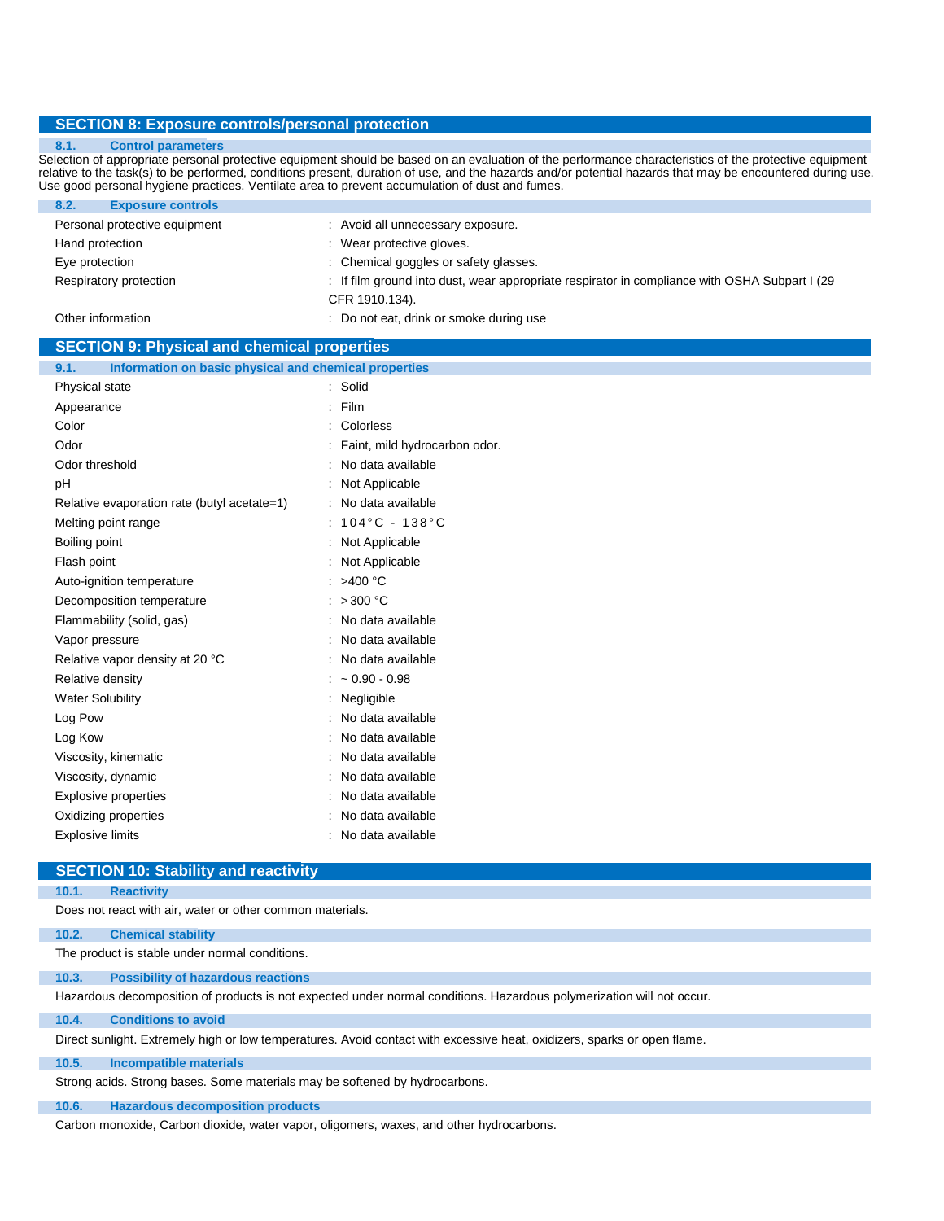## SECTION 8: Exposure controls/personal protection

### 8.1. Control parameters

Selection of appropriate personal protective equipment should be based on an evaluation of the performance characteristics of the protective equipment relative to the task(s) to be performed, conditions present, duration of use, and the hazards and/or potential hazards that may be encountered during use. Use good personal hygiene practices. Ventilate area to prevent accumulation of dust and fumes.

### 8.2. Exposure controls

| | |
|---|---|
| Personal protective equipment | : Avoid all unnecessary exposure. |
| Hand protection | : Wear protective gloves. |
| Eye protection | : Chemical goggles or safety glasses. |
| Respiratory protection | : If film ground into dust, wear appropriate respirator in compliance with OSHA Subpart I (29 CFR 1910.134). |
| Other information | : Do not eat, drink or smoke during use |

## SECTION 9: Physical and chemical properties

### 9.1. Information on basic physical and chemical properties

| | |
|---|---|
| Physical state | : Solid |
| Appearance | : Film |
| Color | : Colorless |
| Odor | : Faint, mild hydrocarbon odor. |
| Odor threshold | : No data available |
| pH | : Not Applicable |
| Relative evaporation rate (butyl acetate=1) | : No data available |
| Melting point range | : 104°C - 138°C |
| Boiling point | : Not Applicable |
| Flash point | : Not Applicable |
| Auto-ignition temperature | : >400 °C |
| Decomposition temperature | : > 300 °C |
| Flammability (solid, gas) | : No data available |
| Vapor pressure | : No data available |
| Relative vapor density at 20 °C | : No data available |
| Relative density | : ~ 0.90 - 0.98 |
| Water Solubility | : Negligible |
| Log Pow | : No data available |
| Log Kow | : No data available |
| Viscosity, kinematic | : No data available |
| Viscosity, dynamic | : No data available |
| Explosive properties | : No data available |
| Oxidizing properties | : No data available |
| Explosive limits | : No data available |

## SECTION 10: Stability and reactivity

### 10.1. Reactivity

Does not react with air, water or other common materials.

### 10.2. Chemical stability

The product is stable under normal conditions.

### 10.3. Possibility of hazardous reactions

Hazardous decomposition of products is not expected under normal conditions. Hazardous polymerization will not occur.

### 10.4. Conditions to avoid

Direct sunlight. Extremely high or low temperatures. Avoid contact with excessive heat, oxidizers, sparks or open flame.

### 10.5. Incompatible materials

Strong acids. Strong bases. Some materials may be softened by hydrocarbons.

### 10.6. Hazardous decomposition products

Carbon monoxide, Carbon dioxide, water vapor, oligomers, waxes, and other hydrocarbons.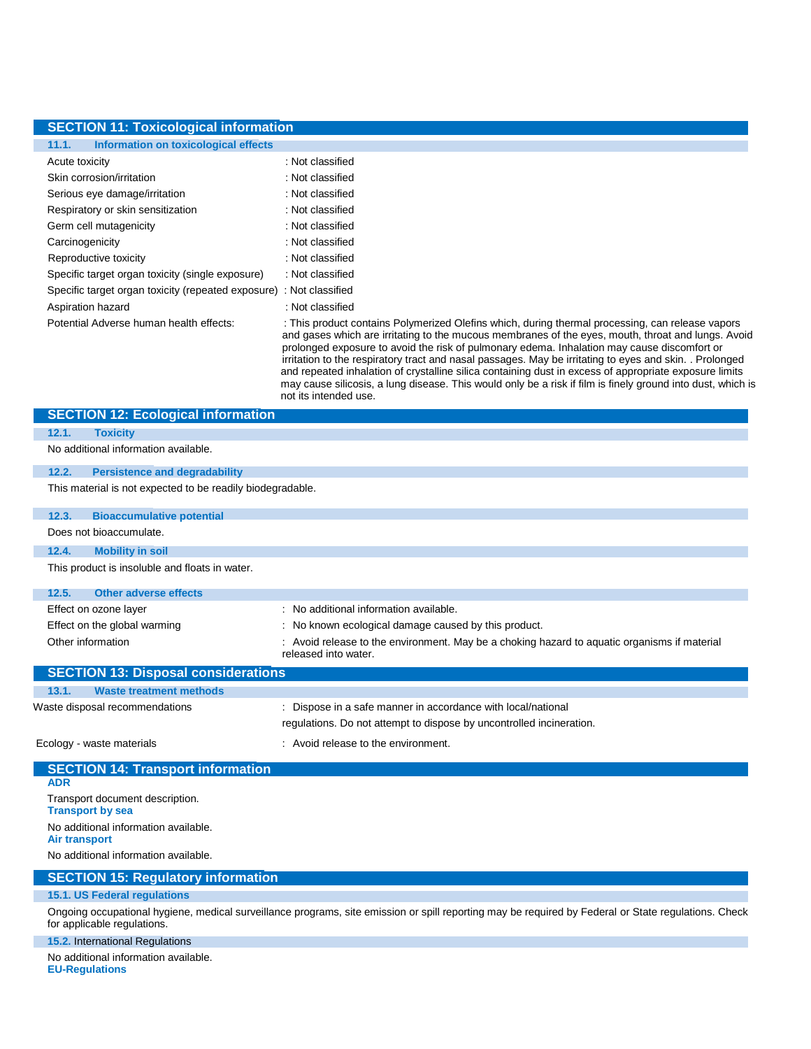## SECTION 11: Toxicological information

### 11.1. Information on toxicological effects

| | |
|---|---|
| Acute toxicity | : Not classified |
| Skin corrosion/irritation | : Not classified |
| Serious eye damage/irritation | : Not classified |
| Respiratory or skin sensitization | : Not classified |
| Germ cell mutagenicity | : Not classified |
| Carcinogenicity | : Not classified |
| Reproductive toxicity | : Not classified |
| Specific target organ toxicity (single exposure) | : Not classified |
| Specific target organ toxicity (repeated exposure) | : Not classified |
| Aspiration hazard | : Not classified |
| Potential Adverse human health effects: | : This product contains Polymerized Olefins which, during thermal processing, can release vapors and gases which are irritating to the mucous membranes of the eyes, mouth, throat and lungs. Avoid prolonged exposure to avoid the risk of pulmonary edema. Inhalation may cause discomfort or irritation to the respiratory tract and nasal passages. May be irritating to eyes and skin. . Prolonged and repeated inhalation of crystalline silica containing dust in excess of appropriate exposure limits may cause silicosis, a lung disease. This would only be a risk if film is finely ground into dust, which is not its intended use. |

## SECTION 12: Ecological information

### 12.1. Toxicity

No additional information available.

### 12.2. Persistence and degradability

This material is not expected to be readily biodegradable.

### 12.3. Bioaccumulative potential

Does not bioaccumulate.

### 12.4. Mobility in soil

This product is insoluble and floats in water.

### 12.5. Other adverse effects

| | |
|---|---|
| Effect on ozone layer | : No additional information available. |
| Effect on the global warming | : No known ecological damage caused by this product. |
| Other information | : Avoid release to the environment. May be a choking hazard to aquatic organisms if material released into water. |

## SECTION 13: Disposal considerations

### 13.1. Waste treatment methods

| | |
|---|---|
| Waste disposal recommendations | : Dispose in a safe manner in accordance with local/national regulations. Do not attempt to dispose by uncontrolled incineration. |
| Ecology - waste materials | : Avoid release to the environment. |

## SECTION 14: Transport information

**ADR**

Transport document description.

**Transport by sea**

No additional information available.

**Air transport**

No additional information available.

## SECTION 15: Regulatory information

### 15.1. US Federal regulations

Ongoing occupational hygiene, medical surveillance programs, site emission or spill reporting may be required by Federal or State regulations. Check for applicable regulations.

### 15.2. International Regulations

No additional information available.

**EU-Regulations**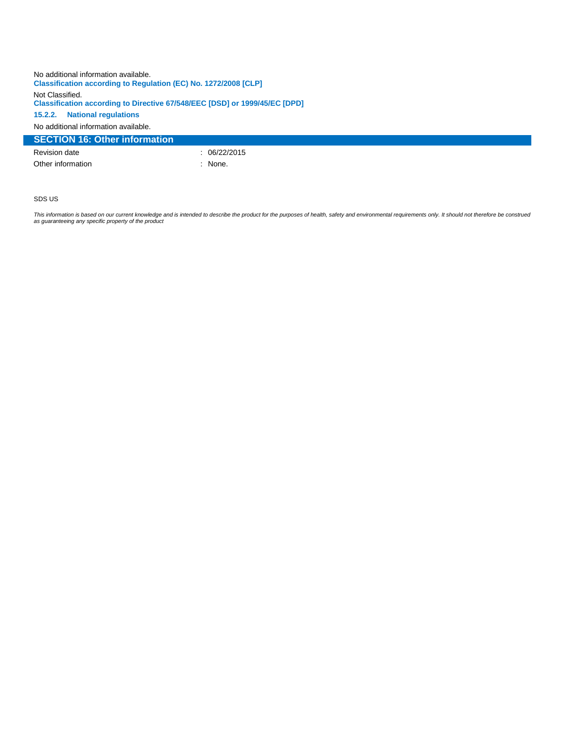No additional information available.

**Classification according to Regulation (EC) No. 1272/2008 [CLP]**

Not Classified.

**Classification according to Directive 67/548/EEC [DSD] or 1999/45/EC [DPD]**

### 15.2.2. National regulations

No additional information available.

## SECTION 16: Other information

| | | |
|---|---|---|
| Revision date | : | 06/22/2015 |
| Other information | : | None. |

SDS US

*This information is based on our current knowledge and is intended to describe the product for the purposes of health, safety and environmental requirements only. It should not therefore be construed as guaranteeing any specific property of the product*